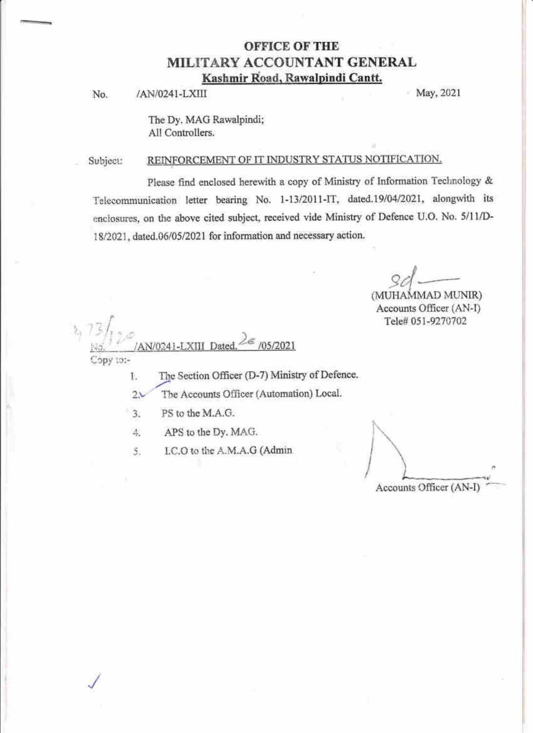## OFFICE OF THE
## MILITARY ACCOUNTANT GENERAL
**Kashmir Road, Rawalpindi Cantt.**

No. /AN/0241-LXIII May, 2021

The Dy. MAG Rawalpindi;
All Controllers.

Subject: REINFORCEMENT OF IT INDUSTRY STATUS NOTIFICATION.

Please find enclosed herewith a copy of Ministry of Information Technology & Telecommunication letter bearing No. 1-13/2011-IT, dated.19/04/2021, alongwith its enclosures, on the above cited subject, received vide Ministry of Defence U.O. No. 5/11/D-18/2021, dated.06/05/2021 for information and necessary action.

Sd
(MUHAMMAD MUNIR)
Accounts Officer (AN-I)
Tele# 051-9270702

No. 473/120 /AN/0241-LXIII Dated. 26 /05/2021

Copy to:-

1. The Section Officer (D-7) Ministry of Defence.
2. The Accounts Officer (Automation) Local.
3. PS to the M.A.G.
4. APS to the Dy. MAG.
5. I.C.O to the A.M.A.G (Admin

Accounts Officer (AN-I)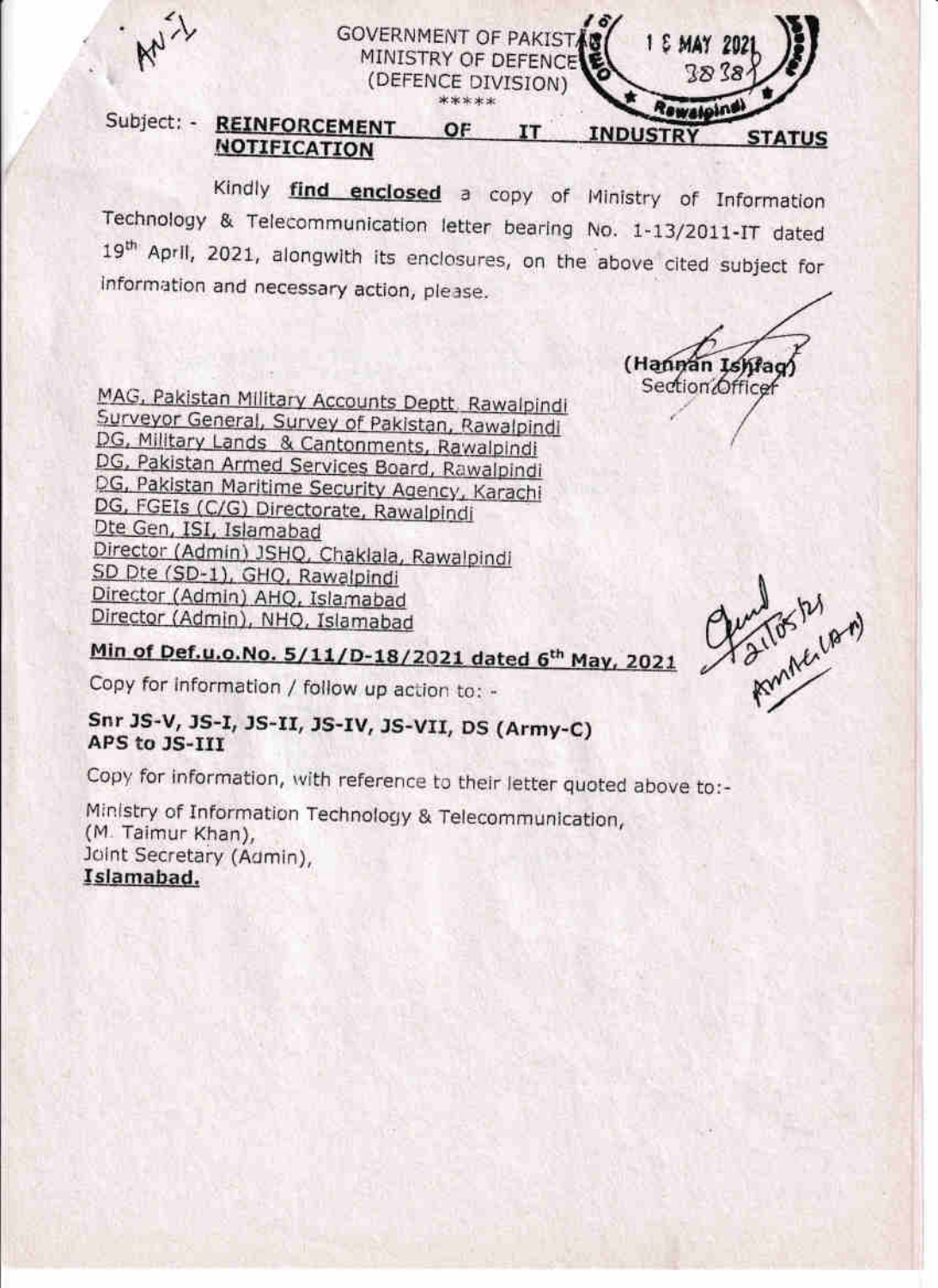AN-1

GOVERNMENT OF PAKISTAN
MINISTRY OF DEFENCE
(DEFENCE DIVISION)
\*\*\*\*\*

1 8 MAY 2021
3838
Rawalpindi

Subject: - **REINFORCEMENT OF IT INDUSTRY STATUS NOTIFICATION**

Kindly **find enclosed** a copy of Ministry of Information Technology & Telecommunication letter bearing No. 1-13/2011-IT dated 19th April, 2021, alongwith its enclosures, on the above cited subject for information and necessary action, please.

(Hannan Ishfaq)
Section Officer

MAG, Pakistan Military Accounts Deptt, Rawalpindi
Surveyor General, Survey of Pakistan, Rawalpindi
DG, Military Lands & Cantonments, Rawalpindi
DG, Pakistan Armed Services Board, Rawalpindi
DG, Pakistan Maritime Security Agency, Karachi
DG, FGEIs (C/G) Directorate, Rawalpindi
Dte Gen, ISI, Islamabad
Director (Admin) JSHQ, Chaklala, Rawalpindi
SD Dte (SD-1), GHQ, Rawalpindi
Director (Admin) AHQ, Islamabad
Director (Admin), NHQ, Islamabad

**Min of Def.u.o.No. 5/11/D-18/2021 dated 6th May, 2021**

Copy for information / follow up action to: -

**Snr JS-V, JS-I, JS-II, JS-IV, JS-VII, DS (Army-C)**
**APS to JS-III**

Copy for information, with reference to their letter quoted above to:-

Ministry of Information Technology & Telecommunication,
(M. Taimur Khan),
Joint Secretary (Admin),
**Islamabad.**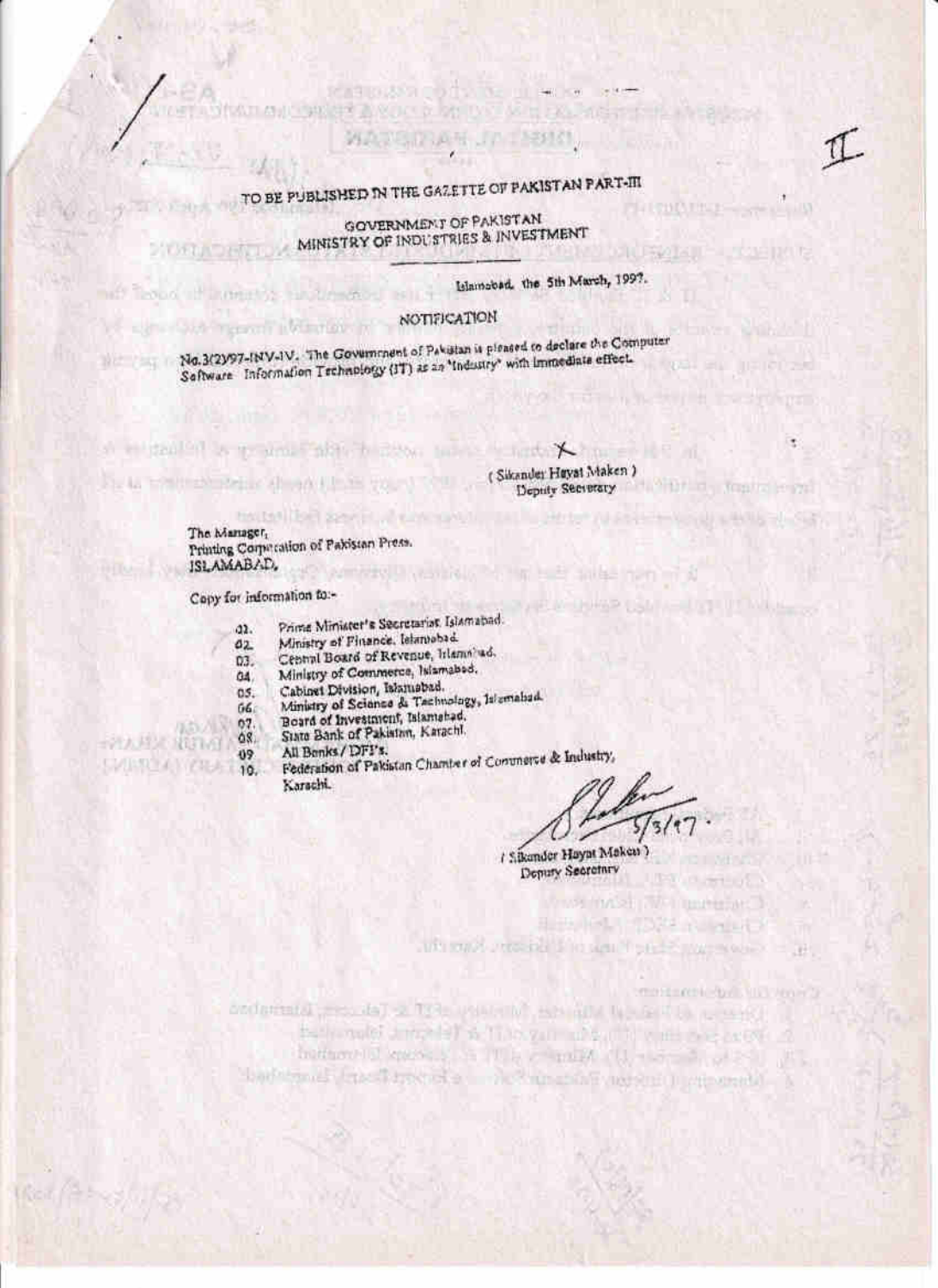TO BE PUBLISHED IN THE GAZETTE OF PAKISTAN PART-III

GOVERNMENT OF PAKISTAN
MINISTRY OF INDUSTRIES & INVESTMENT

Islamabad, the 5th March, 1997.

NOTIFICATION

No.3(2)97-INV-IV. The Government of Pakistan is pleased to declare the Computer Software Information Technology (IT) as an "Industry" with immediate effect.

( Sikander Hayat Maken )
Deputy Secretary

The Manager,
Printing Corporation of Pakistan Press.
ISLAMABAD.

Copy for information to:-

01. Prime Minister's Secretariat, Islamabad.
02. Ministry of Finance, Islamabad.
03. Central Board of Revenue, Islamabad.
04. Ministry of Commerce, Islamabad.
05. Cabinet Division, Islamabad.
06. Ministry of Science & Technology, Islamabad.
07. Board of Investment, Islamabad.
08. State Bank of Pakistan, Karachi.
09. All Banks / DFI's.
10. Federation of Pakistan Chamber of Commerce & Industry, Karachi.

5/3/97.

( Sikander Hayat Maken )
Deputy Secretary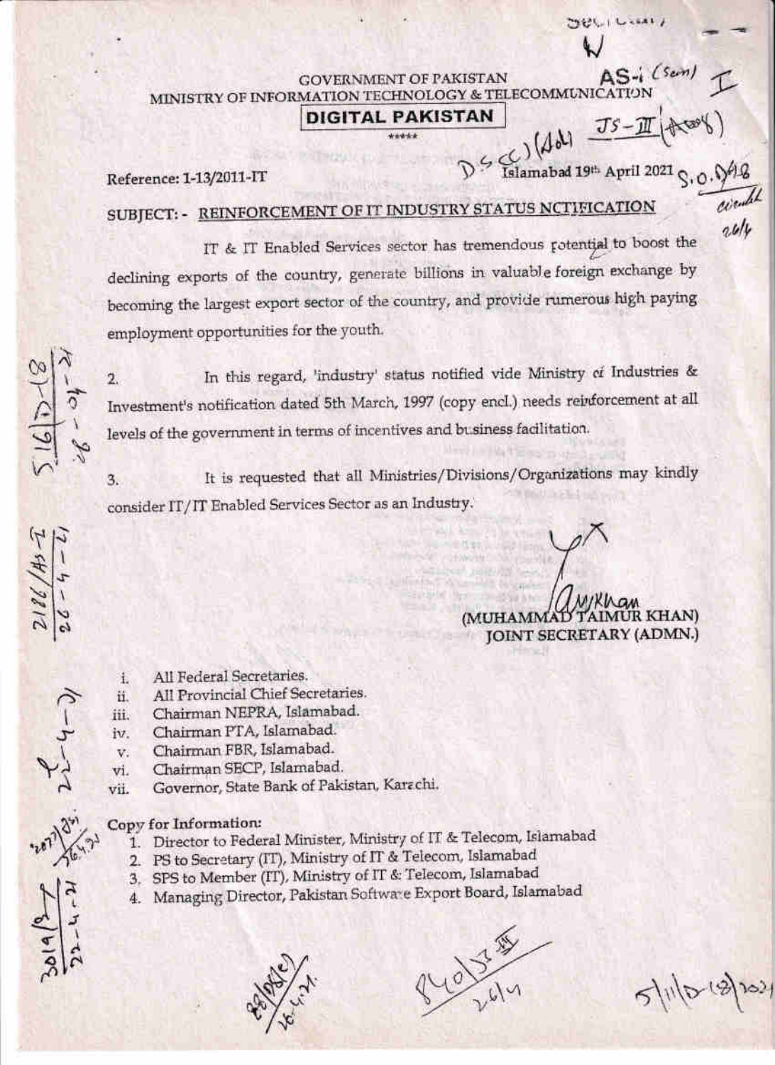GOVERNMENT OF PAKISTAN
MINISTRY OF INFORMATION TECHNOLOGY & TELECOMMUNICATION

**DIGITAL PAKISTAN**

\*\*\*\*\*

Reference: 1-13/2011-IT

Islamabad 19th April 2021

SUBJECT: - **REINFORCEMENT OF IT INDUSTRY STATUS NOTIFICATION**

IT & IT Enabled Services sector has tremendous potential to boost the declining exports of the country, generate billions in valuable foreign exchange by becoming the largest export sector of the country, and provide numerous high paying employment opportunities for the youth.

2. In this regard, 'industry' status notified vide Ministry of Industries & Investment's notification dated 5th March, 1997 (copy encl.) needs reinforcement at all levels of the government in terms of incentives and business facilitation.

3. It is requested that all Ministries/Divisions/Organizations may kindly consider IT/IT Enabled Services Sector as an Industry.

(MUHAMMAD TAIMUR KHAN)
JOINT SECRETARY (ADMN.)

i. All Federal Secretaries.
ii. All Provincial Chief Secretaries.
iii. Chairman NEPRA, Islamabad.
iv. Chairman PTA, Islamabad.
v. Chairman FBR, Islamabad.
vi. Chairman SECP, Islamabad.
vii. Governor, State Bank of Pakistan, Karachi.

Copy for Information:

1. Director to Federal Minister, Ministry of IT & Telecom, Islamabad
2. PS to Secretary (IT), Ministry of IT & Telecom, Islamabad
3. SPS to Member (IT), Ministry of IT & Telecom, Islamabad
4. Managing Director, Pakistan Software Export Board, Islamabad